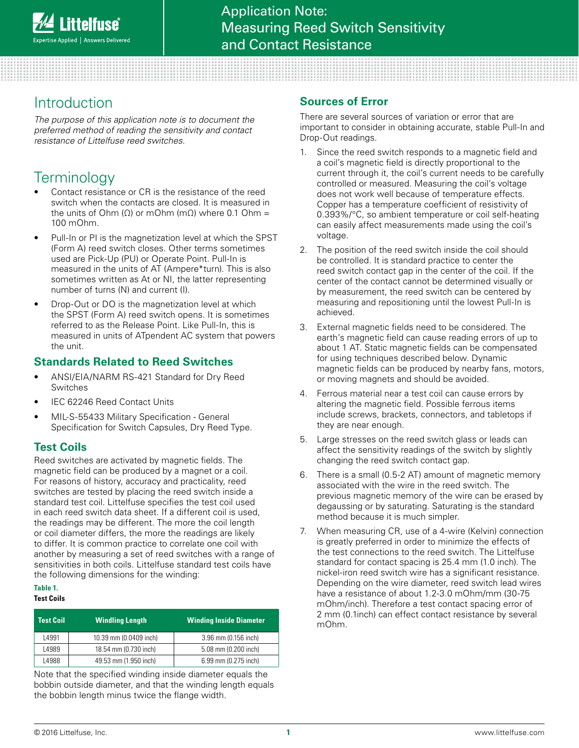# Application Note: Measuring Reed Switch Sensitivity and Contact Resistance

## Introduction

*The purpose of this application note is to document the preferred method of reading the sensitivity and contact resistance of Littelfuse reed switches.*

## Terminology

- Contact resistance or CR is the resistance of the reed switch when the contacts are closed. It is measured in the units of Ohm (Ω) or mOhm (mΩ) where 0.1 Ohm = 100 mOhm.
- Pull-In or PI is the magnetization level at which the SPST (Form A) reed switch closes. Other terms sometimes used are Pick-Up (PU) or Operate Point. Pull-In is measured in the units of AT (Ampere*turn). This is also sometimes written as At or NI, the latter representing number of turns (N) and current (I).
- Drop-Out or DO is the magnetization level at which the SPST (Form A) reed switch opens. It is sometimes referred to as the Release Point. Like Pull-In, this is measured in units of ATpendent AC system that powers the unit.

### Standards Related to Reed Switches

- ANSI/EIA/NARM RS-421 Standard for Dry Reed Switches
- IEC 62246 Reed Contact Units
- MIL-S-55433 Military Specification - General Specification for Switch Capsules, Dry Reed Type.

### Test Coils

Reed switches are activated by magnetic fields. The magnetic field can be produced by a magnet or a coil. For reasons of history, accuracy and practicality, reed switches are tested by placing the reed switch inside a standard test coil. Littelfuse specifies the test coil used in each reed switch data sheet. If a different coil is used, the readings may be different. The more the coil length or coil diameter differs, the more the readings are likely to differ. It is common practice to correlate one coil with another by measuring a set of reed switches with a range of sensitivities in both coils. Littelfuse standard test coils have the following dimensions for the winding:

**Table 1.**
**Test Coils**

| Test Coil | Windling Length | Winding Inside Diameter |
|---|---|---|
| L4991 | 10.39 mm (0.0409 inch) | 3.96 mm (0.156 inch) |
| L4989 | 18.54 mm (0.730 inch) | 5.08 mm (0.200 inch) |
| L4988 | 49.53 mm (1.950 inch) | 6.99 mm (0.275 inch) |

Note that the specified winding inside diameter equals the bobbin outside diameter, and that the winding length equals the bobbin length minus twice the flange width.

### Sources of Error

There are several sources of variation or error that are important to consider in obtaining accurate, stable Pull-In and Drop-Out readings.

1. Since the reed switch responds to a magnetic field and a coil's magnetic field is directly proportional to the current through it, the coil's current needs to be carefully controlled or measured. Measuring the coil's voltage does not work well because of temperature effects. Copper has a temperature coefficient of resistivity of 0.393%/°C, so ambient temperature or coil self-heating can easily affect measurements made using the coil's voltage.
2. The position of the reed switch inside the coil should be controlled. It is standard practice to center the reed switch contact gap in the center of the coil. If the center of the contact cannot be determined visually or by measurement, the reed switch can be centered by measuring and repositioning until the lowest Pull-In is achieved.
3. External magnetic fields need to be considered. The earth's magnetic field can cause reading errors of up to about 1 AT. Static magnetic fields can be compensated for using techniques described below. Dynamic magnetic fields can be produced by nearby fans, motors, or moving magnets and should be avoided.
4. Ferrous material near a test coil can cause errors by altering the magnetic field. Possible ferrous items include screws, brackets, connectors, and tabletops if they are near enough.
5. Large stresses on the reed switch glass or leads can affect the sensitivity readings of the switch by slightly changing the reed switch contact gap.
6. There is a small (0.5-2 AT) amount of magnetic memory associated with the wire in the reed switch. The previous magnetic memory of the wire can be erased by degaussing or by saturating. Saturating is the standard method because it is much simpler.
7. When measuring CR, use of a 4-wire (Kelvin) connection is greatly preferred in order to minimize the effects of the test connections to the reed switch. The Littelfuse standard for contact spacing is 25.4 mm (1.0 inch). The nickel-iron reed switch wire has a significant resistance. Depending on the wire diameter, reed switch lead wires have a resistance of about 1.2-3.0 mOhm/mm (30-75 mOhm/inch). Therefore a test contact spacing error of 2 mm (0.1inch) can effect contact resistance by several mOhm.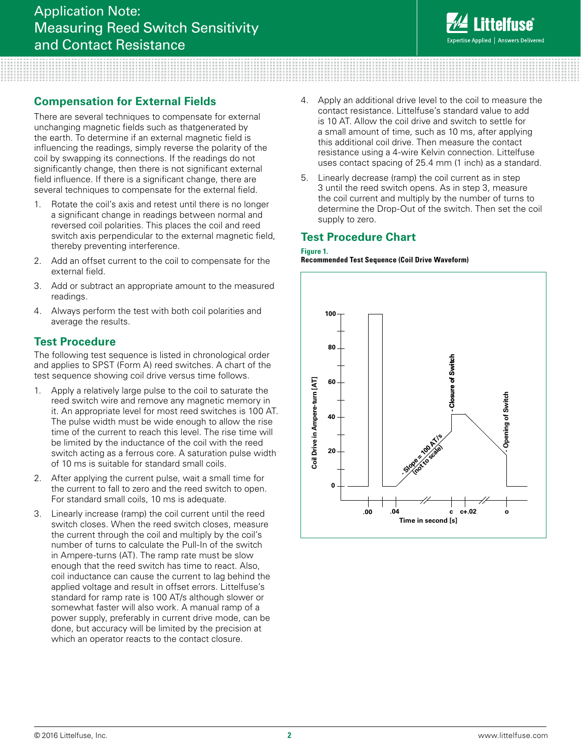## Compensation for External Fields

There are several techniques to compensate for external unchanging magnetic fields such as thatgenerated by the earth. To determine if an external magnetic field is influencing the readings, simply reverse the polarity of the coil by swapping its connections. If the readings do not significantly change, then there is not significant external field influence. If there is a significant change, there are several techniques to compensate for the external field.

1. Rotate the coil's axis and retest until there is no longer a significant change in readings between normal and reversed coil polarities. This places the coil and reed switch axis perpendicular to the external magnetic field, thereby preventing interference.
2. Add an offset current to the coil to compensate for the external field.
3. Add or subtract an appropriate amount to the measured readings.
4. Always perform the test with both coil polarities and average the results.

## Test Procedure

The following test sequence is listed in chronological order and applies to SPST (Form A) reed switches. A chart of the test sequence showing coil drive versus time follows.

1. Apply a relatively large pulse to the coil to saturate the reed switch wire and remove any magnetic memory in it. An appropriate level for most reed switches is 100 AT. The pulse width must be wide enough to allow the rise time of the current to reach this level. The rise time will be limited by the inductance of the coil with the reed switch acting as a ferrous core. A saturation pulse width of 10 ms is suitable for standard small coils.
2. After applying the current pulse, wait a small time for the current to fall to zero and the reed switch to open. For standard small coils, 10 ms is adequate.
3. Linearly increase (ramp) the coil current until the reed switch closes. When the reed switch closes, measure the current through the coil and multiply by the coil's number of turns to calculate the Pull-In of the switch in Ampere-turns (AT). The ramp rate must be slow enough that the reed switch has time to react. Also, coil inductance can cause the current to lag behind the applied voltage and result in offset errors. Littelfuse's standard for ramp rate is 100 AT/s although slower or somewhat faster will also work. A manual ramp of a power supply, preferably in current drive mode, can be done, but accuracy will be limited by the precision at which an operator reacts to the contact closure.
4. Apply an additional drive level to the coil to measure the contact resistance. Littelfuse's standard value to add is 10 AT. Allow the coil drive and switch to settle for a small amount of time, such as 10 ms, after applying this additional coil drive. Then measure the contact resistance using a 4-wire Kelvin connection. Littelfuse uses contact spacing of 25.4 mm (1 inch) as a standard.
5. Linearly decrease (ramp) the coil current as in step 3 until the reed switch opens. As in step 3, measure the coil current and multiply by the number of turns to determine the Drop-Out of the switch. Then set the coil supply to zero.

## Test Procedure Chart

**Figure 1.**
**Recommended Test Sequence (Coil Drive Waveform)**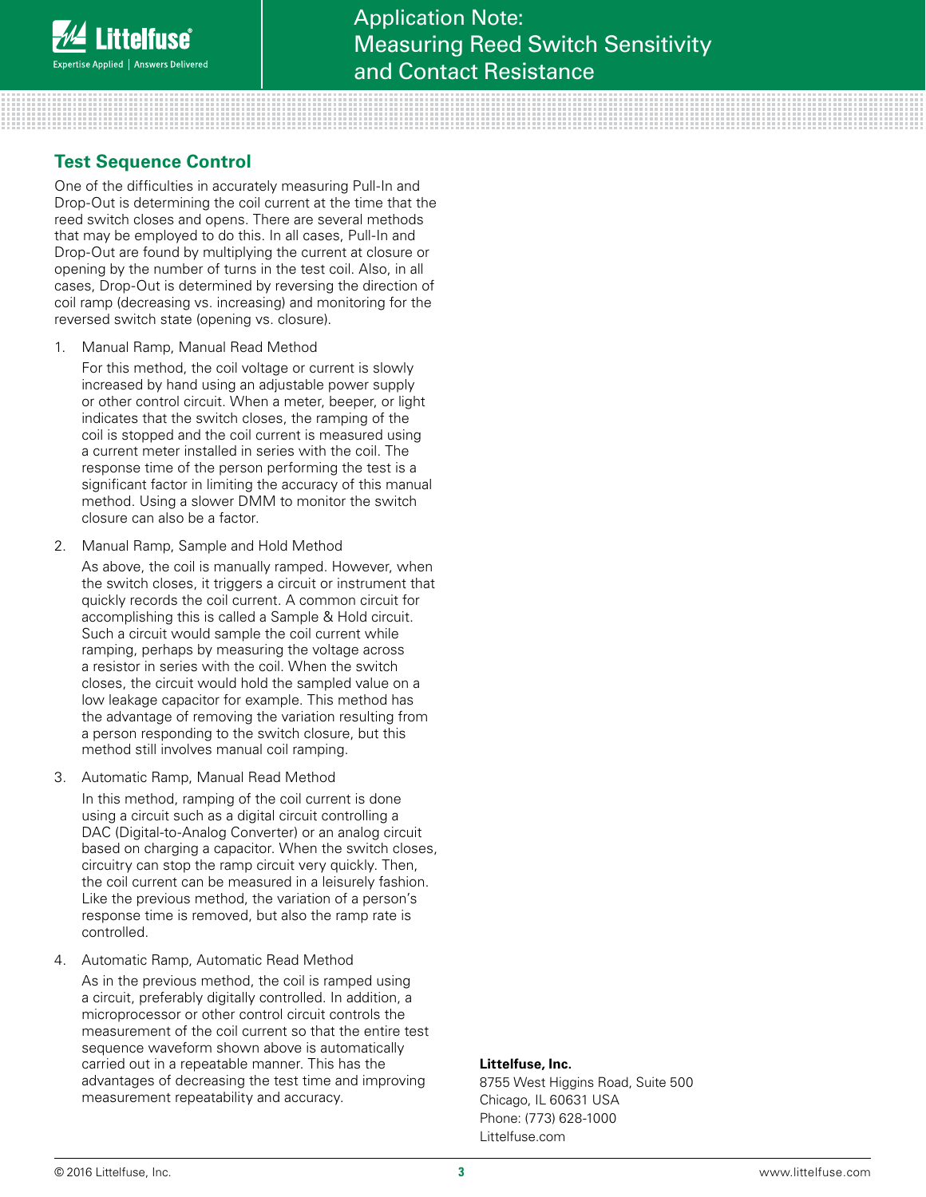## Test Sequence Control

One of the difficulties in accurately measuring Pull-In and Drop-Out is determining the coil current at the time that the reed switch closes and opens. There are several methods that may be employed to do this. In all cases, Pull-In and Drop-Out are found by multiplying the current at closure or opening by the number of turns in the test coil. Also, in all cases, Drop-Out is determined by reversing the direction of coil ramp (decreasing vs. increasing) and monitoring for the reversed switch state (opening vs. closure).

1. Manual Ramp, Manual Read Method

   For this method, the coil voltage or current is slowly increased by hand using an adjustable power supply or other control circuit. When a meter, beeper, or light indicates that the switch closes, the ramping of the coil is stopped and the coil current is measured using a current meter installed in series with the coil. The response time of the person performing the test is a significant factor in limiting the accuracy of this manual method. Using a slower DMM to monitor the switch closure can also be a factor.

2. Manual Ramp, Sample and Hold Method

   As above, the coil is manually ramped. However, when the switch closes, it triggers a circuit or instrument that quickly records the coil current. A common circuit for accomplishing this is called a Sample & Hold circuit. Such a circuit would sample the coil current while ramping, perhaps by measuring the voltage across a resistor in series with the coil. When the switch closes, the circuit would hold the sampled value on a low leakage capacitor for example. This method has the advantage of removing the variation resulting from a person responding to the switch closure, but this method still involves manual coil ramping.

3. Automatic Ramp, Manual Read Method

   In this method, ramping of the coil current is done using a circuit such as a digital circuit controlling a DAC (Digital-to-Analog Converter) or an analog circuit based on charging a capacitor. When the switch closes, circuitry can stop the ramp circuit very quickly. Then, the coil current can be measured in a leisurely fashion. Like the previous method, the variation of a person's response time is removed, but also the ramp rate is controlled.

4. Automatic Ramp, Automatic Read Method

   As in the previous method, the coil is ramped using a circuit, preferably digitally controlled. In addition, a microprocessor or other control circuit controls the measurement of the coil current so that the entire test sequence waveform shown above is automatically carried out in a repeatable manner. This has the advantages of decreasing the test time and improving measurement repeatability and accuracy.

**Littelfuse, Inc.**
8755 West Higgins Road, Suite 500
Chicago, IL 60631 USA
Phone: (773) 628-1000
Littelfuse.com